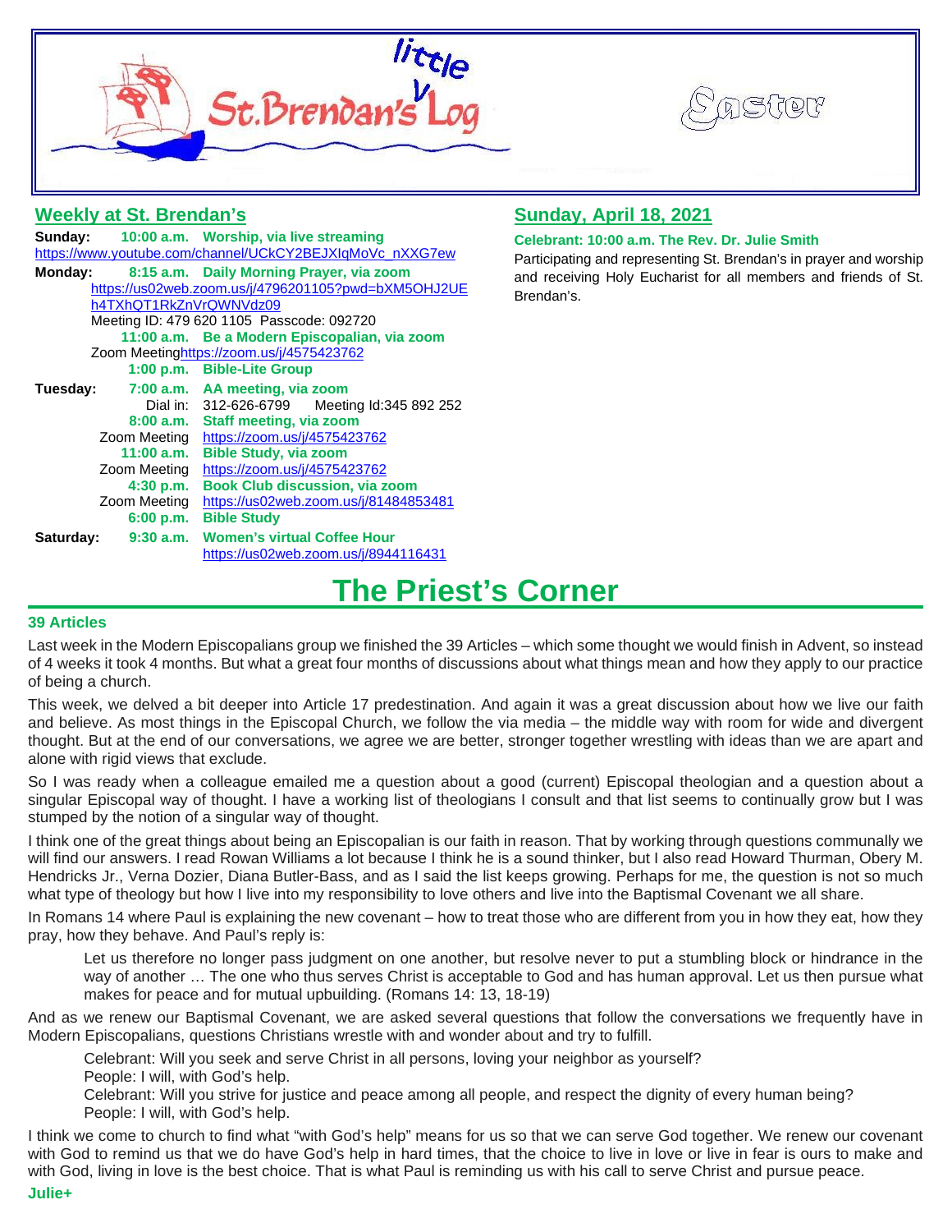# little St. Brendan's Log

Easter

## Weekly at St. Brendan's

**Sunday:** **10:00 a.m. Worship, via live streaming**
https://www.youtube.com/channel/UCkCY2BEJXIqMoVc_nXXG7ew

**Monday:** **8:15 a.m. Daily Morning Prayer, via zoom**
https://us02web.zoom.us/j/4796201105?pwd=bXM5OHJ2UEh4TXhQT1RkZnVrQWNVdz09
Meeting ID: 479 620 1105 Passcode: 092720
**11:00 a.m. Be a Modern Episcopalian, via zoom**
Zoom Meeting https://zoom.us/j/4575423762
**1:00 p.m. Bible-Lite Group**

**Tuesday:** **7:00 a.m. AA meeting, via zoom**
Dial in: 312-626-6799 Meeting Id:345 892 252
**8:00 a.m. Staff meeting, via zoom**
Zoom Meeting https://zoom.us/j/4575423762
**11:00 a.m. Bible Study, via zoom**
Zoom Meeting https://zoom.us/j/4575423762
**4:30 p.m. Book Club discussion, via zoom**
Zoom Meeting https://us02web.zoom.us/j/81484853481
**6:00 p.m. Bible Study**

**Saturday:** **9:30 a.m. Women's virtual Coffee Hour**
https://us02web.zoom.us/j/8944116431

## Sunday, April 18, 2021

**Celebrant: 10:00 a.m. The Rev. Dr. Julie Smith**

Participating and representing St. Brendan's in prayer and worship and receiving Holy Eucharist for all members and friends of St. Brendan's.

# The Priest's Corner

### 39 Articles

Last week in the Modern Episcopalians group we finished the 39 Articles – which some thought we would finish in Advent, so instead of 4 weeks it took 4 months. But what a great four months of discussions about what things mean and how they apply to our practice of being a church.

This week, we delved a bit deeper into Article 17 predestination. And again it was a great discussion about how we live our faith and believe. As most things in the Episcopal Church, we follow the via media – the middle way with room for wide and divergent thought. But at the end of our conversations, we agree we are better, stronger together wrestling with ideas than we are apart and alone with rigid views that exclude.

So I was ready when a colleague emailed me a question about a good (current) Episcopal theologian and a question about a singular Episcopal way of thought. I have a working list of theologians I consult and that list seems to continually grow but I was stumped by the notion of a singular way of thought.

I think one of the great things about being an Episcopalian is our faith in reason. That by working through questions communally we will find our answers. I read Rowan Williams a lot because I think he is a sound thinker, but I also read Howard Thurman, Obery M. Hendricks Jr., Verna Dozier, Diana Butler-Bass, and as I said the list keeps growing. Perhaps for me, the question is not so much what type of theology but how I live into my responsibility to love others and live into the Baptismal Covenant we all share.

In Romans 14 where Paul is explaining the new covenant – how to treat those who are different from you in how they eat, how they pray, how they behave. And Paul's reply is:

> Let us therefore no longer pass judgment on one another, but resolve never to put a stumbling block or hindrance in the way of another … The one who thus serves Christ is acceptable to God and has human approval. Let us then pursue what makes for peace and for mutual upbuilding. (Romans 14: 13, 18-19)

And as we renew our Baptismal Covenant, we are asked several questions that follow the conversations we frequently have in Modern Episcopalians, questions Christians wrestle with and wonder about and try to fulfill.

> Celebrant: Will you seek and serve Christ in all persons, loving your neighbor as yourself?
> People: I will, with God's help.
> Celebrant: Will you strive for justice and peace among all people, and respect the dignity of every human being?
> People: I will, with God's help.

I think we come to church to find what "with God's help" means for us so that we can serve God together. We renew our covenant with God to remind us that we do have God's help in hard times, that the choice to live in love or live in fear is ours to make and with God, living in love is the best choice. That is what Paul is reminding us with his call to serve Christ and pursue peace.

**Julie+**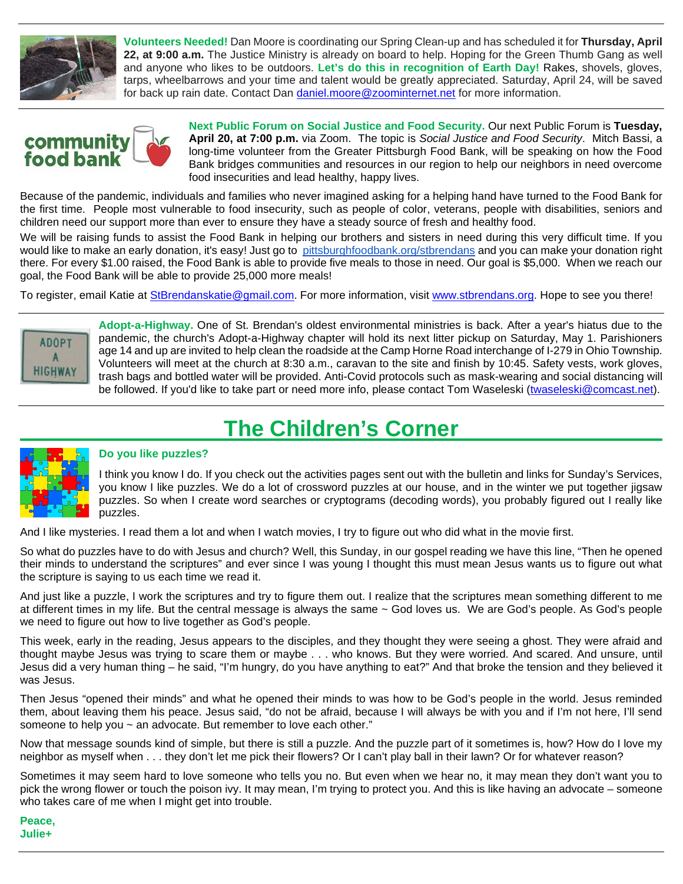**Volunteers Needed!** Dan Moore is coordinating our Spring Clean-up and has scheduled it for **Thursday, April 22, at 9:00 a.m.** The Justice Ministry is already on board to help. Hoping for the Green Thumb Gang as well and anyone who likes to be outdoors. **Let's do this in recognition of Earth Day!** Rakes, shovels, gloves, tarps, wheelbarrows and your time and talent would be greatly appreciated. Saturday, April 24, will be saved for back up rain date. Contact Dan daniel.moore@zoominternet.net for more information.

---

**Next Public Forum on Social Justice and Food Security.** Our next Public Forum is **Tuesday, April 20, at 7:00 p.m.** via Zoom. The topic is *Social Justice and Food Security*. Mitch Bassi, a long-time volunteer from the Greater Pittsburgh Food Bank, will be speaking on how the Food Bank bridges communities and resources in our region to help our neighbors in need overcome food insecurities and lead healthy, happy lives.

Because of the pandemic, individuals and families who never imagined asking for a helping hand have turned to the Food Bank for the first time. People most vulnerable to food insecurity, such as people of color, veterans, people with disabilities, seniors and children need our support more than ever to ensure they have a steady source of fresh and healthy food.

We will be raising funds to assist the Food Bank in helping our brothers and sisters in need during this very difficult time. If you would like to make an early donation, it's easy! Just go to pittsburghfoodbank.org/stbrendans and you can make your donation right there. For every $1.00 raised, the Food Bank is able to provide five meals to those in need. Our goal is $5,000. When we reach our goal, the Food Bank will be able to provide 25,000 more meals!

To register, email Katie at StBrendanskatie@gmail.com. For more information, visit www.stbrendans.org. Hope to see you there!

---

**Adopt-a-Highway.** One of St. Brendan's oldest environmental ministries is back. After a year's hiatus due to the pandemic, the church's Adopt-a-Highway chapter will hold its next litter pickup on Saturday, May 1. Parishioners age 14 and up are invited to help clean the roadside at the Camp Horne Road interchange of I-279 in Ohio Township. Volunteers will meet at the church at 8:30 a.m., caravan to the site and finish by 10:45. Safety vests, work gloves, trash bags and bottled water will be provided. Anti-Covid protocols such as mask-wearing and social distancing will be followed. If you'd like to take part or need more info, please contact Tom Waseleski (twaseleski@comcast.net).

---

# The Children's Corner

**Do you like puzzles?**

I think you know I do. If you check out the activities pages sent out with the bulletin and links for Sunday's Services, you know I like puzzles. We do a lot of crossword puzzles at our house, and in the winter we put together jigsaw puzzles. So when I create word searches or cryptograms (decoding words), you probably figured out I really like puzzles.

And I like mysteries. I read them a lot and when I watch movies, I try to figure out who did what in the movie first.

So what do puzzles have to do with Jesus and church? Well, this Sunday, in our gospel reading we have this line, "Then he opened their minds to understand the scriptures" and ever since I was young I thought this must mean Jesus wants us to figure out what the scripture is saying to us each time we read it.

And just like a puzzle, I work the scriptures and try to figure them out. I realize that the scriptures mean something different to me at different times in my life. But the central message is always the same ~ God loves us. We are God's people. As God's people we need to figure out how to live together as God's people.

This week, early in the reading, Jesus appears to the disciples, and they thought they were seeing a ghost. They were afraid and thought maybe Jesus was trying to scare them or maybe . . . who knows. But they were worried. And scared. And unsure, until Jesus did a very human thing – he said, "I'm hungry, do you have anything to eat?" And that broke the tension and they believed it was Jesus.

Then Jesus "opened their minds" and what he opened their minds to was how to be God's people in the world. Jesus reminded them, about leaving them his peace. Jesus said, "do not be afraid, because I will always be with you and if I'm not here, I'll send someone to help you ~ an advocate. But remember to love each other."

Now that message sounds kind of simple, but there is still a puzzle. And the puzzle part of it sometimes is, how? How do I love my neighbor as myself when . . . they don't let me pick their flowers? Or I can't play ball in their lawn? Or for whatever reason?

Sometimes it may seem hard to love someone who tells you no. But even when we hear no, it may mean they don't want you to pick the wrong flower or touch the poison ivy. It may mean, I'm trying to protect you. And this is like having an advocate – someone who takes care of me when I might get into trouble.

**Peace,**
**Julie+**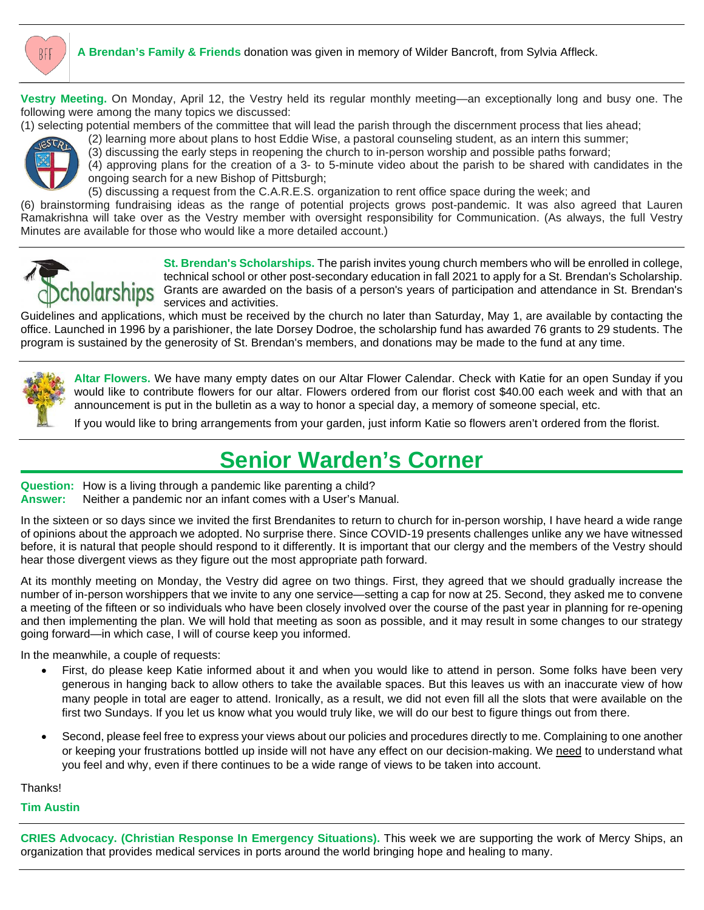**A Brendan's Family & Friends** donation was given in memory of Wilder Bancroft, from Sylvia Affleck.

**Vestry Meeting.** On Monday, April 12, the Vestry held its regular monthly meeting—an exceptionally long and busy one. The following were among the many topics we discussed:

(1) selecting potential members of the committee that will lead the parish through the discernment process that lies ahead;
(2) learning more about plans to host Eddie Wise, a pastoral counseling student, as an intern this summer;
(3) discussing the early steps in reopening the church to in-person worship and possible paths forward;
(4) approving plans for the creation of a 3- to 5-minute video about the parish to be shared with candidates in the ongoing search for a new Bishop of Pittsburgh;
(5) discussing a request from the C.A.R.E.S. organization to rent office space during the week; and
(6) brainstorming fundraising ideas as the range of potential projects grows post-pandemic. It was also agreed that Lauren Ramakrishna will take over as the Vestry member with oversight responsibility for Communication. (As always, the full Vestry Minutes are available for those who would like a more detailed account.)

**St. Brendan's Scholarships.** The parish invites young church members who will be enrolled in college, technical school or other post-secondary education in fall 2021 to apply for a St. Brendan's Scholarship. Grants are awarded on the basis of a person's years of participation and attendance in St. Brendan's services and activities.

Guidelines and applications, which must be received by the church no later than Saturday, May 1, are available by contacting the office. Launched in 1996 by a parishioner, the late Dorsey Dodroe, the scholarship fund has awarded 76 grants to 29 students. The program is sustained by the generosity of St. Brendan's members, and donations may be made to the fund at any time.

**Altar Flowers.** We have many empty dates on our Altar Flower Calendar. Check with Katie for an open Sunday if you would like to contribute flowers for our altar. Flowers ordered from our florist cost $40.00 each week and with that an announcement is put in the bulletin as a way to honor a special day, a memory of someone special, etc.

If you would like to bring arrangements from your garden, just inform Katie so flowers aren't ordered from the florist.

# Senior Warden's Corner

**Question:** How is a living through a pandemic like parenting a child?
**Answer:** Neither a pandemic nor an infant comes with a User's Manual.

In the sixteen or so days since we invited the first Brendanites to return to church for in-person worship, I have heard a wide range of opinions about the approach we adopted. No surprise there. Since COVID-19 presents challenges unlike any we have witnessed before, it is natural that people should respond to it differently. It is important that our clergy and the members of the Vestry should hear those divergent views as they figure out the most appropriate path forward.

At its monthly meeting on Monday, the Vestry did agree on two things. First, they agreed that we should gradually increase the number of in-person worshippers that we invite to any one service—setting a cap for now at 25. Second, they asked me to convene a meeting of the fifteen or so individuals who have been closely involved over the course of the past year in planning for re-opening and then implementing the plan. We will hold that meeting as soon as possible, and it may result in some changes to our strategy going forward—in which case, I will of course keep you informed.

In the meanwhile, a couple of requests:

- First, do please keep Katie informed about it and when you would like to attend in person. Some folks have been very generous in hanging back to allow others to take the available spaces. But this leaves us with an inaccurate view of how many people in total are eager to attend. Ironically, as a result, we did not even fill all the slots that were available on the first two Sundays. If you let us know what you would truly like, we will do our best to figure things out from there.

- Second, please feel free to express your views about our policies and procedures directly to me. Complaining to one another or keeping your frustrations bottled up inside will not have any effect on our decision-making. We need to understand what you feel and why, even if there continues to be a wide range of views to be taken into account.

Thanks!

**Tim Austin**

**CRIES Advocacy. (Christian Response In Emergency Situations).** This week we are supporting the work of Mercy Ships, an organization that provides medical services in ports around the world bringing hope and healing to many.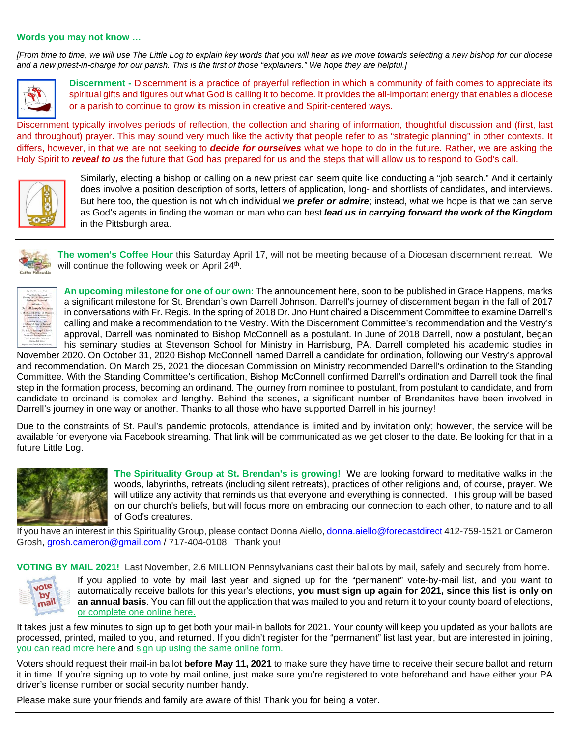## Words you may not know …

*[From time to time, we will use The Little Log to explain key words that you will hear as we move towards selecting a new bishop for our diocese and a new priest-in-charge for our parish. This is the first of those "explainers." We hope they are helpful.]*

**Discernment -** Discernment is a practice of prayerful reflection in which a community of faith comes to appreciate its spiritual gifts and figures out what God is calling it to become. It provides the all-important energy that enables a diocese or a parish to continue to grow its mission in creative and Spirit-centered ways.

Discernment typically involves periods of reflection, the collection and sharing of information, thoughtful discussion and (first, last and throughout) prayer. This may sound very much like the activity that people refer to as "strategic planning" in other contexts. It differs, however, in that we are not seeking to ***decide for ourselves*** what we hope to do in the future. Rather, we are asking the Holy Spirit to ***reveal to us*** the future that God has prepared for us and the steps that will allow us to respond to God's call.

Similarly, electing a bishop or calling on a new priest can seem quite like conducting a "job search." And it certainly does involve a position description of sorts, letters of application, long- and shortlists of candidates, and interviews. But here too, the question is not which individual we ***prefer or admire***; instead, what we hope is that we can serve as God's agents in finding the woman or man who can best ***lead us in carrying forward the work of the Kingdom*** in the Pittsburgh area.

---

**The women's Coffee Hour** this Saturday April 17, will not be meeting because of a Diocesan discernment retreat. We will continue the following week on April 24th.

---

**An upcoming milestone for one of our own:** The announcement here, soon to be published in Grace Happens, marks a significant milestone for St. Brendan's own Darrell Johnson. Darrell's journey of discernment began in the fall of 2017 in conversations with Fr. Regis. In the spring of 2018 Dr. Jno Hunt chaired a Discernment Committee to examine Darrell's calling and make a recommendation to the Vestry. With the Discernment Committee's recommendation and the Vestry's approval, Darrell was nominated to Bishop McConnell as a postulant. In June of 2018 Darrell, now a postulant, began his seminary studies at Stevenson School for Ministry in Harrisburg, PA. Darrell completed his academic studies in November 2020. On October 31, 2020 Bishop McConnell named Darrell a candidate for ordination, following our Vestry's approval and recommendation. On March 25, 2021 the diocesan Commission on Ministry recommended Darrell's ordination to the Standing Committee. With the Standing Committee's certification, Bishop McConnell confirmed Darrell's ordination and Darrell took the final step in the formation process, becoming an ordinand. The journey from nominee to postulant, from postulant to candidate, and from candidate to ordinand is complex and lengthy. Behind the scenes, a significant number of Brendanites have been involved in Darrell's journey in one way or another. Thanks to all those who have supported Darrell in his journey!

Due to the constraints of St. Paul's pandemic protocols, attendance is limited and by invitation only; however, the service will be available for everyone via Facebook streaming. That link will be communicated as we get closer to the date. Be looking for that in a future Little Log.

---

**The Spirituality Group at St. Brendan's is growing!** We are looking forward to meditative walks in the woods, labyrinths, retreats (including silent retreats), practices of other religions and, of course, prayer. We will utilize any activity that reminds us that everyone and everything is connected. This group will be based on our church's beliefs, but will focus more on embracing our connection to each other, to nature and to all of God's creatures.

If you have an interest in this Spirituality Group, please contact Donna Aiello, donna.aiello@forecastdirect 412-759-1521 or Cameron Grosh, grosh.cameron@gmail.com / 717-404-0108. Thank you!

---

**VOTING BY MAIL 2021!** Last November, 2.6 MILLION Pennsylvanians cast their ballots by mail, safely and securely from home.

If you applied to vote by mail last year and signed up for the "permanent" vote-by-mail list, and you want to automatically receive ballots for this year's elections, **you must sign up again for 2021, since this list is only on an annual basis**. You can fill out the application that was mailed to you and return it to your county board of elections, or complete one online here.

It takes just a few minutes to sign up to get both your mail-in ballots for 2021. Your county will keep you updated as your ballots are processed, printed, mailed to you, and returned. If you didn't register for the "permanent" list last year, but are interested in joining, you can read more here and sign up using the same online form.

Voters should request their mail-in ballot **before May 11, 2021** to make sure they have time to receive their secure ballot and return it in time. If you're signing up to vote by mail online, just make sure you're registered to vote beforehand and have either your PA driver's license number or social security number handy.

Please make sure your friends and family are aware of this! Thank you for being a voter.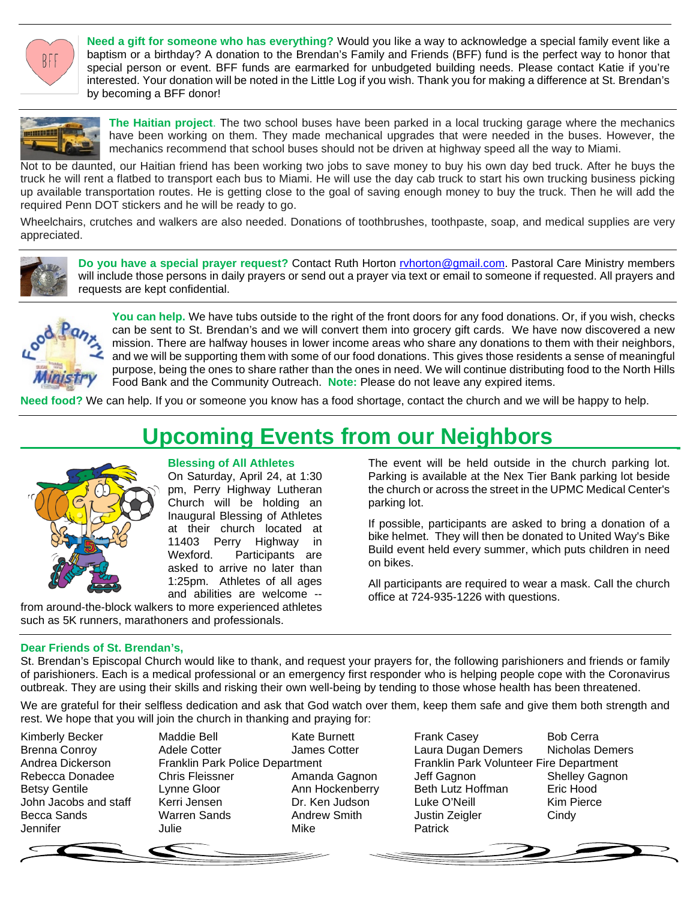**Need a gift for someone who has everything?** Would you like a way to acknowledge a special family event like a baptism or a birthday? A donation to the Brendan's Family and Friends (BFF) fund is the perfect way to honor that special person or event. BFF funds are earmarked for unbudgeted building needs. Please contact Katie if you're interested. Your donation will be noted in the Little Log if you wish. Thank you for making a difference at St. Brendan's by becoming a BFF donor!

---

**The Haitian project**. The two school buses have been parked in a local trucking garage where the mechanics have been working on them. They made mechanical upgrades that were needed in the buses. However, the mechanics recommend that school buses should not be driven at highway speed all the way to Miami.

Not to be daunted, our Haitian friend has been working two jobs to save money to buy his own day bed truck. After he buys the truck he will rent a flatbed to transport each bus to Miami. He will use the day cab truck to start his own trucking business picking up available transportation routes. He is getting close to the goal of saving enough money to buy the truck. Then he will add the required Penn DOT stickers and he will be ready to go.

Wheelchairs, crutches and walkers are also needed. Donations of toothbrushes, toothpaste, soap, and medical supplies are very appreciated.

---

**Do you have a special prayer request?** Contact Ruth Horton rvhorton@gmail.com. Pastoral Care Ministry members will include those persons in daily prayers or send out a prayer via text or email to someone if requested. All prayers and requests are kept confidential.

---

**You can help.** We have tubs outside to the right of the front doors for any food donations. Or, if you wish, checks can be sent to St. Brendan's and we will convert them into grocery gift cards. We have now discovered a new mission. There are halfway houses in lower income areas who share any donations to them with their neighbors, and we will be supporting them with some of our food donations. This gives those residents a sense of meaningful purpose, being the ones to share rather than the ones in need. We will continue distributing food to the North Hills Food Bank and the Community Outreach. **Note:** Please do not leave any expired items.

**Need food?** We can help. If you or someone you know has a food shortage, contact the church and we will be happy to help.

---

# Upcoming Events from our Neighbors

**Blessing of All Athletes**

On Saturday, April 24, at 1:30 pm, Perry Highway Lutheran Church will be holding an Inaugural Blessing of Athletes at their church located at 11403 Perry Highway in Wexford. Participants are asked to arrive no later than 1:25pm. Athletes of all ages and abilities are welcome -- from around-the-block walkers to more experienced athletes such as 5K runners, marathoners and professionals.

The event will be held outside in the church parking lot. Parking is available at the Nex Tier Bank parking lot beside the church or across the street in the UPMC Medical Center's parking lot.

If possible, participants are asked to bring a donation of a bike helmet. They will then be donated to United Way's Bike Build event held every summer, which puts children in need on bikes.

All participants are required to wear a mask. Call the church office at 724-935-1226 with questions.

---

**Dear Friends of St. Brendan's,**

St. Brendan's Episcopal Church would like to thank, and request your prayers for, the following parishioners and friends or family of parishioners. Each is a medical professional or an emergency first responder who is helping people cope with the Coronavirus outbreak. They are using their skills and risking their own well-being by tending to those whose health has been threatened.

We are grateful for their selfless dedication and ask that God watch over them, keep them safe and give them both strength and rest. We hope that you will join the church in thanking and praying for:

Kimberly Becker
Maddie Bell
Kate Burnett
Frank Casey
Bob Cerra
Brenna Conroy
Adele Cotter
James Cotter
Laura Dugan Demers
Nicholas Demers
Andrea Dickerson
Franklin Park Police Department
Franklin Park Volunteer Fire Department
Rebecca Donadee
Chris Fleissner
Amanda Gagnon
Jeff Gagnon
Shelley Gagnon
Betsy Gentile
Lynne Gloor
Ann Hockenberry
Beth Lutz Hoffman
Eric Hood
John Jacobs and staff
Kerri Jensen
Dr. Ken Judson
Luke O'Neill
Kim Pierce
Becca Sands
Warren Sands
Andrew Smith
Justin Zeigler
Cindy
Jennifer
Julie
Mike
Patrick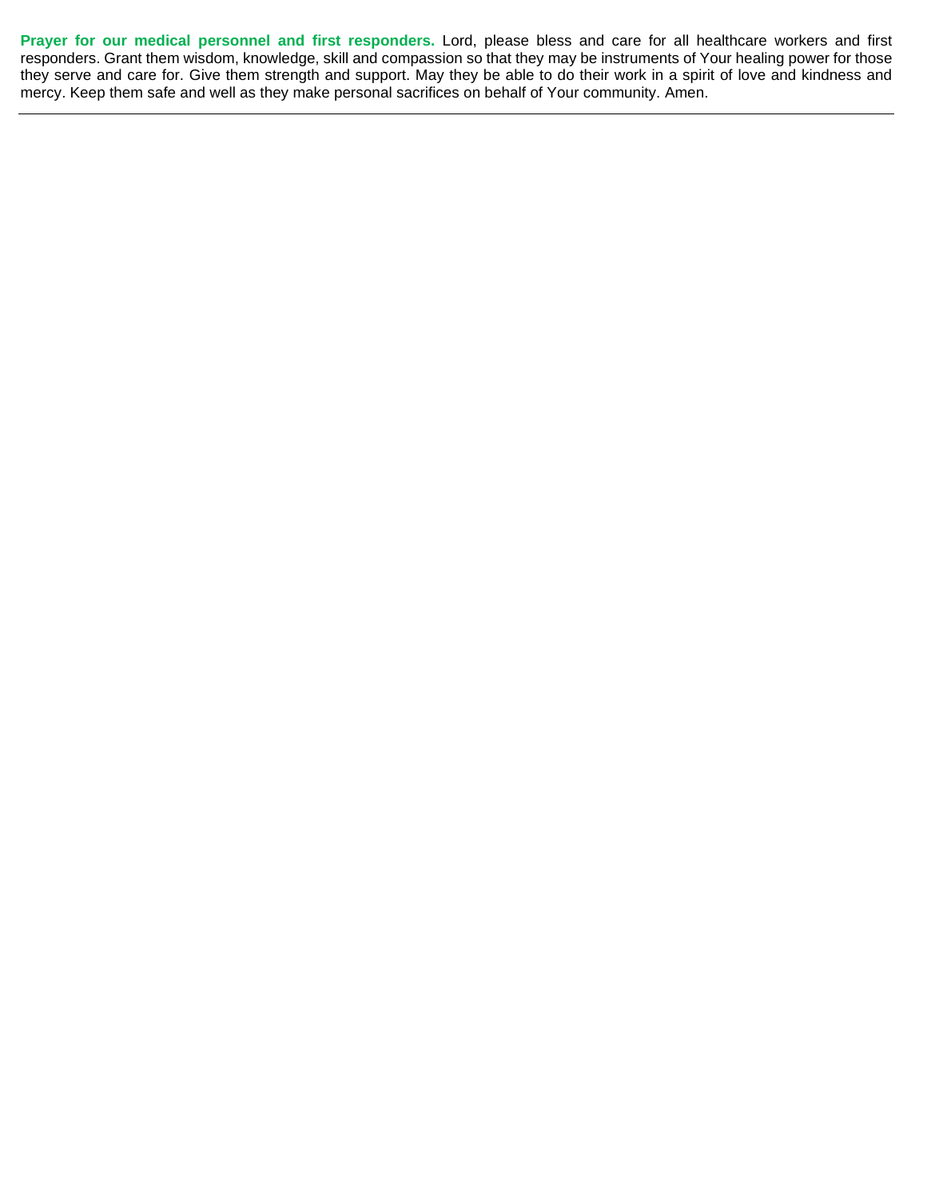**Prayer for our medical personnel and first responders.** Lord, please bless and care for all healthcare workers and first responders. Grant them wisdom, knowledge, skill and compassion so that they may be instruments of Your healing power for those they serve and care for. Give them strength and support. May they be able to do their work in a spirit of love and kindness and mercy. Keep them safe and well as they make personal sacrifices on behalf of Your community. Amen.

---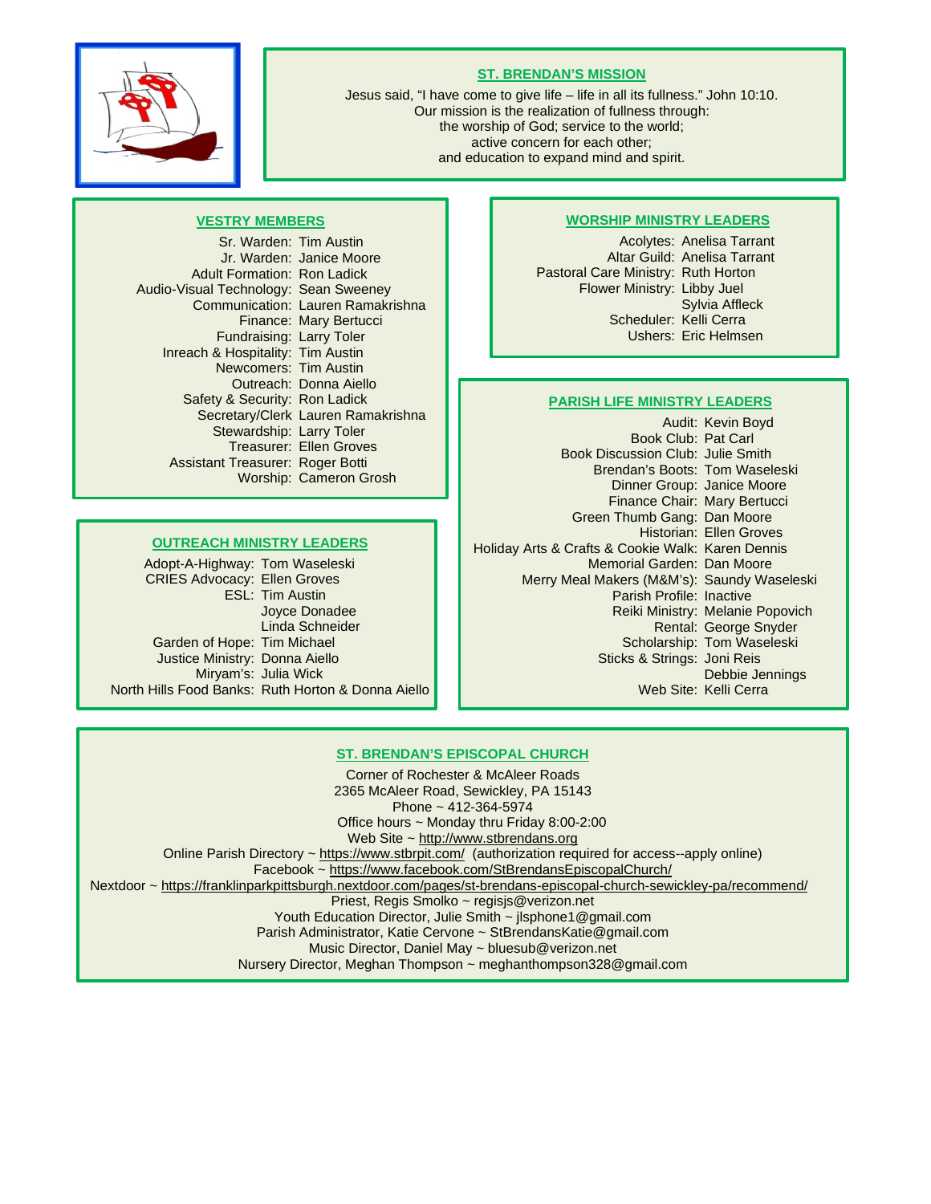## ST. BRENDAN'S MISSION

Jesus said, "I have come to give life – life in all its fullness." John 10:10.
Our mission is the realization of fullness through:
the worship of God; service to the world;
active concern for each other;
and education to expand mind and spirit.

## VESTRY MEMBERS

| | |
|---|---|
| Sr. Warden: | Tim Austin |
| Jr. Warden: | Janice Moore |
| Adult Formation: | Ron Ladick |
| Audio-Visual Technology: | Sean Sweeney |
| Communication: | Lauren Ramakrishna |
| Finance: | Mary Bertucci |
| Fundraising: | Larry Toler |
| Inreach & Hospitality: | Tim Austin |
| Newcomers: | Tim Austin |
| Outreach: | Donna Aiello |
| Safety & Security: | Ron Ladick |
| Secretary/Clerk | Lauren Ramakrishna |
| Stewardship: | Larry Toler |
| Treasurer: | Ellen Groves |
| Assistant Treasurer: | Roger Botti |
| Worship: | Cameron Grosh |

## WORSHIP MINISTRY LEADERS

| | |
|---|---|
| Acolytes: | Anelisa Tarrant |
| Altar Guild: | Anelisa Tarrant |
| Pastoral Care Ministry: | Ruth Horton |
| Flower Ministry: | Libby Juel |
| | Sylvia Affleck |
| Scheduler: | Kelli Cerra |
| Ushers: | Eric Helmsen |

## OUTREACH MINISTRY LEADERS

| | |
|---|---|
| Adopt-A-Highway: | Tom Waseleski |
| CRIES Advocacy: | Ellen Groves |
| ESL: | Tim Austin |
| | Joyce Donadee |
| | Linda Schneider |
| Garden of Hope: | Tim Michael |
| Justice Ministry: | Donna Aiello |
| Miryam's: | Julia Wick |
| North Hills Food Banks: | Ruth Horton & Donna Aiello |

## PARISH LIFE MINISTRY LEADERS

| | |
|---|---|
| Audit: | Kevin Boyd |
| Book Club: | Pat Carl |
| Book Discussion Club: | Julie Smith |
| Brendan's Boots: | Tom Waseleski |
| Dinner Group: | Janice Moore |
| Finance Chair: | Mary Bertucci |
| Green Thumb Gang: | Dan Moore |
| Historian: | Ellen Groves |
| Holiday Arts & Crafts & Cookie Walk: | Karen Dennis |
| Memorial Garden: | Dan Moore |
| Merry Meal Makers (M&M's): | Saundy Waseleski |
| Parish Profile: | Inactive |
| Reiki Ministry: | Melanie Popovich |
| Rental: | George Snyder |
| Scholarship: | Tom Waseleski |
| Sticks & Strings: | Joni Reis |
| | Debbie Jennings |
| Web Site: | Kelli Cerra |

## ST. BRENDAN'S EPISCOPAL CHURCH

Corner of Rochester & McAleer Roads
2365 McAleer Road, Sewickley, PA 15143
Phone ~ 412-364-5974
Office hours ~ Monday thru Friday 8:00-2:00
Web Site ~ http://www.stbrendans.org
Online Parish Directory ~ https://www.stbrpit.com/ (authorization required for access--apply online)
Facebook ~ https://www.facebook.com/StBrendansEpiscopalChurch/
Nextdoor ~ https://franklinparkpittsburgh.nextdoor.com/pages/st-brendans-episcopal-church-sewickley-pa/recommend/
Priest, Regis Smolko ~ regisjs@verizon.net
Youth Education Director, Julie Smith ~ jlsphone1@gmail.com
Parish Administrator, Katie Cervone ~ StBrendansKatie@gmail.com
Music Director, Daniel May ~ bluesub@verizon.net
Nursery Director, Meghan Thompson ~ meghanthompson328@gmail.com